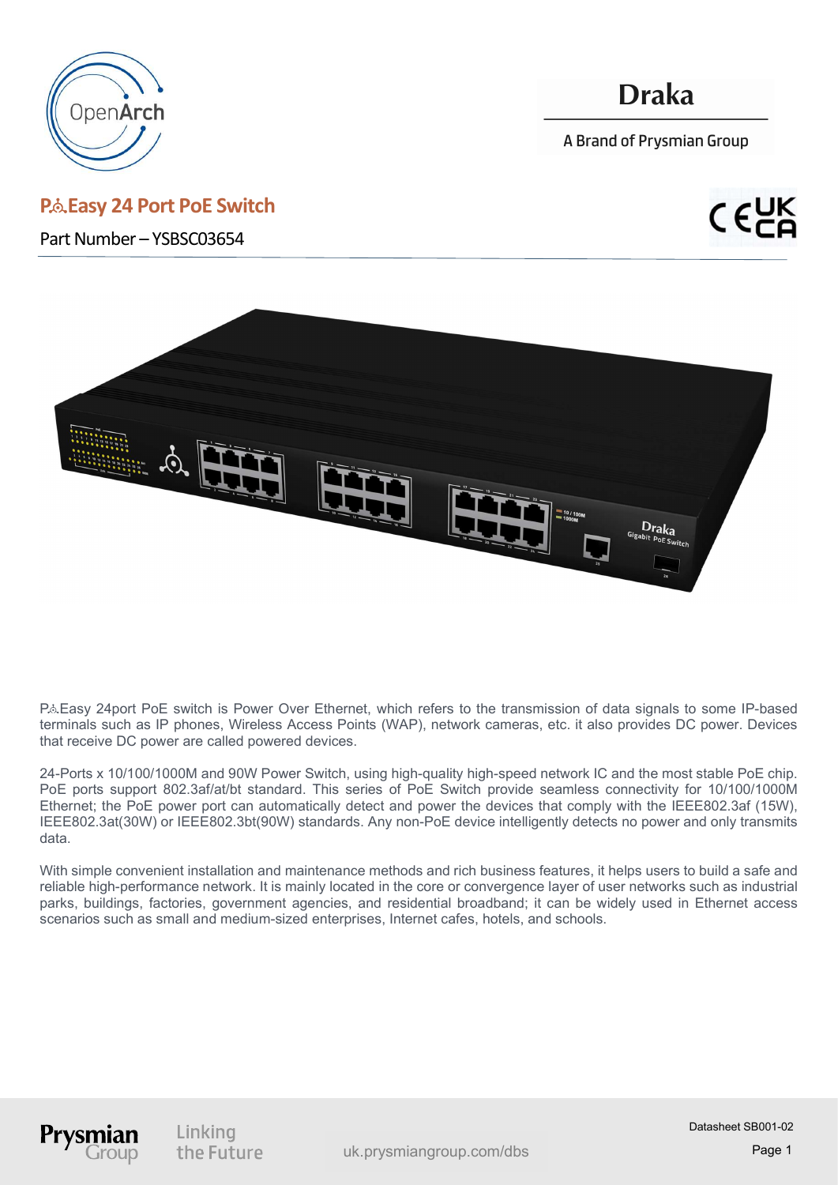# P⚇Easy 24 Port PoE Switch

Part Number – YSBSC03654

P⚇Easy 24port PoE switch is Power Over Ethernet, which refers to the transmission of data signals to some IP-based terminals such as IP phones, Wireless Access Points (WAP), network cameras, etc. it also provides DC power. Devices that receive DC power are called powered devices.

24-Ports x 10/100/1000M and 90W Power Switch, using high-quality high-speed network IC and the most stable PoE chip. PoE ports support 802.3af/at/bt standard. This series of PoE Switch provide seamless connectivity for 10/100/1000M Ethernet; the PoE power port can automatically detect and power the devices that comply with the IEEE802.3af (15W), IEEE802.3at(30W) or IEEE802.3bt(90W) standards. Any non-PoE device intelligently detects no power and only transmits data.

With simple convenient installation and maintenance methods and rich business features, it helps users to build a safe and reliable high-performance network. It is mainly located in the core or convergence layer of user networks such as industrial parks, buildings, factories, government agencies, and residential broadband; it can be widely used in Ethernet access scenarios such as small and medium-sized enterprises, Internet cafes, hotels, and schools.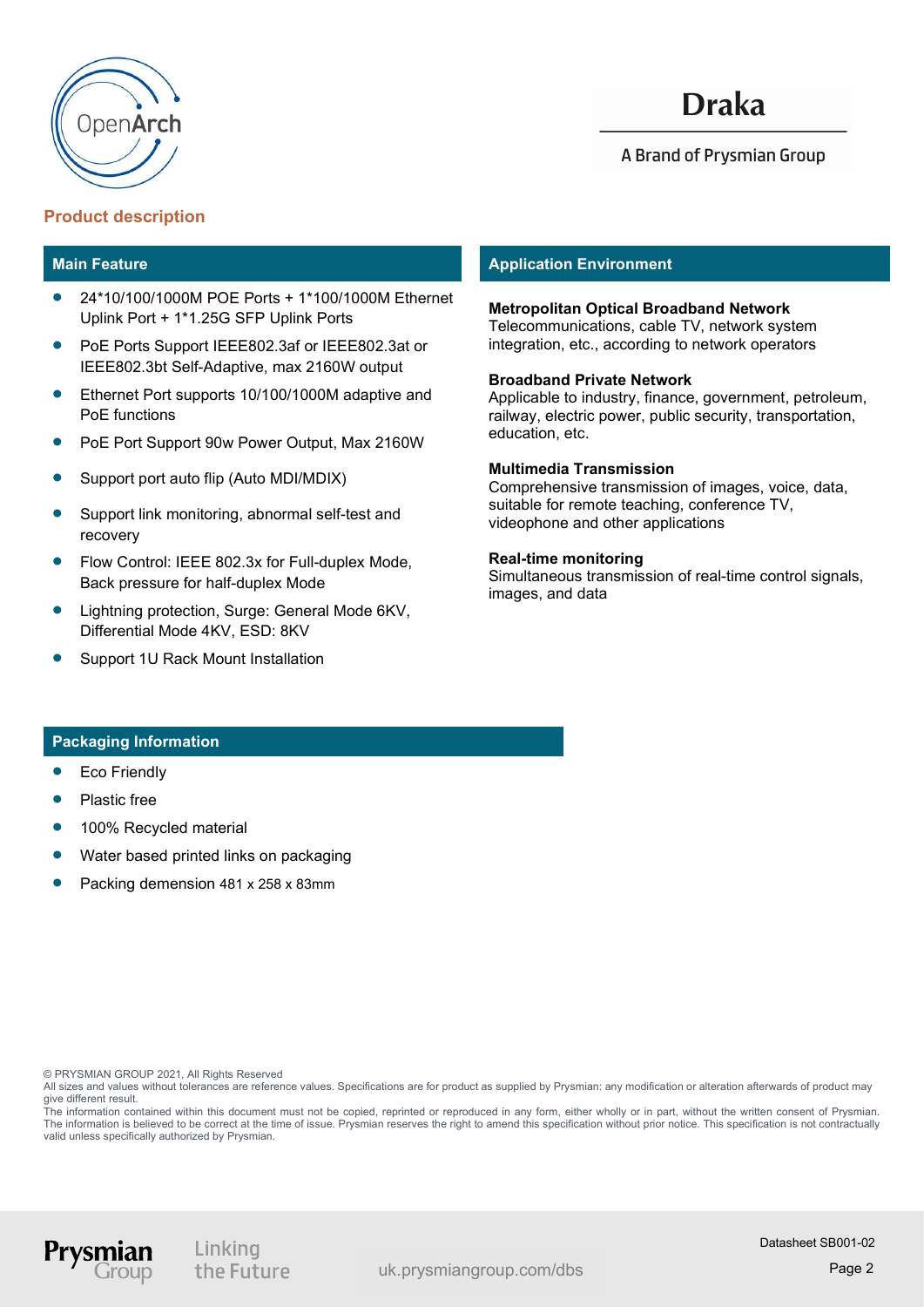OpenArch

**Draka**

A Brand of Prysmian Group

## Product description

### Main Feature

- 24*10/100/1000M POE Ports + 1*100/1000M Ethernet Uplink Port + 1*1.25G SFP Uplink Ports
- PoE Ports Support IEEE802.3af or IEEE802.3at or IEEE802.3bt Self-Adaptive, max 2160W output
- Ethernet Port supports 10/100/1000M adaptive and PoE functions
- PoE Port Support 90w Power Output, Max 2160W
- Support port auto flip (Auto MDI/MDIX)
- Support link monitoring, abnormal self-test and recovery
- Flow Control: IEEE 802.3x for Full-duplex Mode, Back pressure for half-duplex Mode
- Lightning protection, Surge: General Mode 6KV, Differential Mode 4KV, ESD: 8KV
- Support 1U Rack Mount Installation

### Application Environment

**Metropolitan Optical Broadband Network**
Telecommunications, cable TV, network system integration, etc., according to network operators

**Broadband Private Network**
Applicable to industry, finance, government, petroleum, railway, electric power, public security, transportation, education, etc.

**Multimedia Transmission**
Comprehensive transmission of images, voice, data, suitable for remote teaching, conference TV, videophone and other applications

**Real-time monitoring**
Simultaneous transmission of real-time control signals, images, and data

### Packaging Information

- Eco Friendly
- Plastic free
- 100% Recycled material
- Water based printed links on packaging
- Packing demension 481 x 258 x 83mm

© PRYSMIAN GROUP 2021, All Rights Reserved
All sizes and values without tolerances are reference values. Specifications are for product as supplied by Prysmian: any modification or alteration afterwards of product may give different result.
The information contained within this document must not be copied, reprinted or reproduced in any form, either wholly or in part, without the written consent of Prysmian. The information is believed to be correct at the time of issue. Prysmian reserves the right to amend this specification without prior notice. This specification is not contractually valid unless specifically authorized by Prysmian.

Prysmian Group Linking the Future uk.prysmiangroup.com/dbs Datasheet SB001-02